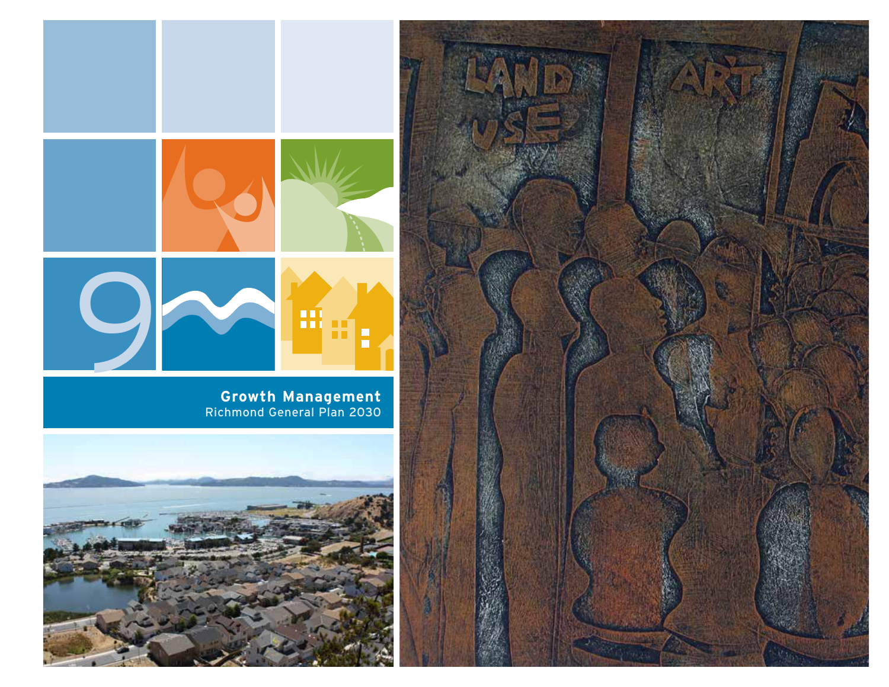9

# Growth Management

Richmond General Plan 2030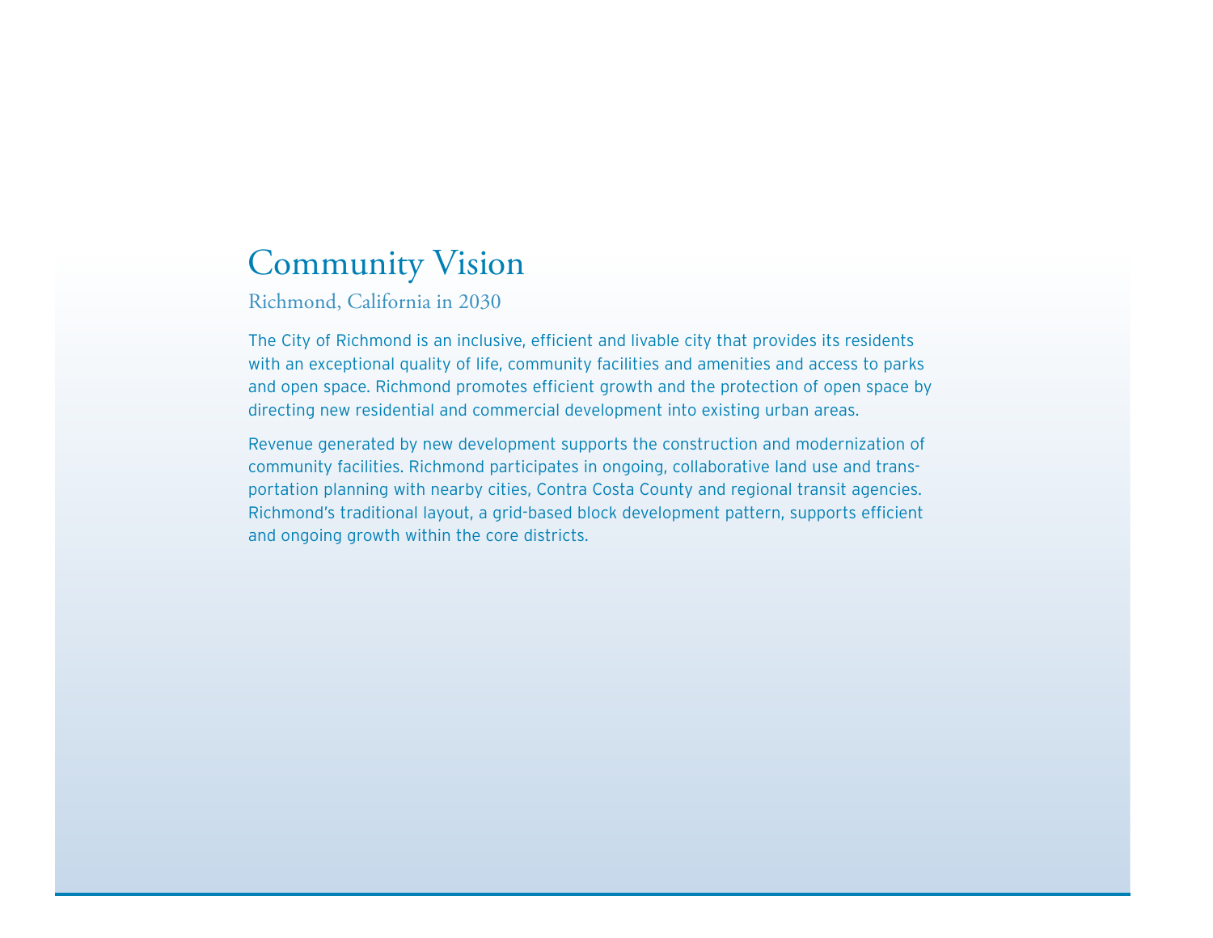# Community Vision

## Richmond, California in 2030

The City of Richmond is an inclusive, efficient and livable city that provides its residents with an exceptional quality of life, community facilities and amenities and access to parks and open space. Richmond promotes efficient growth and the protection of open space by directing new residential and commercial development into existing urban areas.

Revenue generated by new development supports the construction and modernization of community facilities. Richmond participates in ongoing, collaborative land use and transportation planning with nearby cities, Contra Costa County and regional transit agencies. Richmond's traditional layout, a grid-based block development pattern, supports efficient and ongoing growth within the core districts.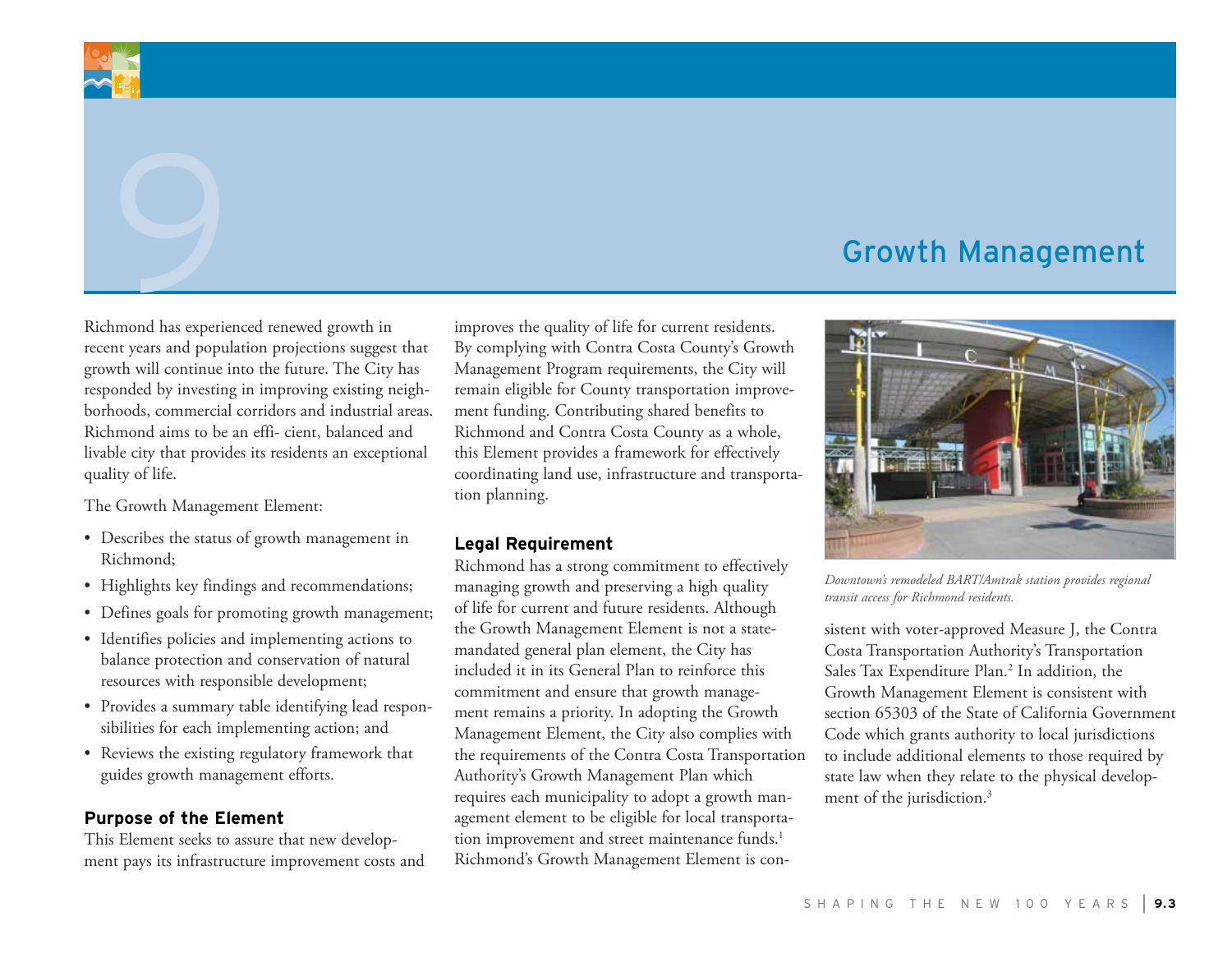# 9 Growth Management

Richmond has experienced renewed growth in recent years and population projections suggest that growth will continue into the future. The City has responded by investing in improving existing neighborhoods, commercial corridors and industrial areas. Richmond aims to be an effi- cient, balanced and livable city that provides its residents an exceptional quality of life.

The Growth Management Element:

- Describes the status of growth management in Richmond;
- Highlights key findings and recommendations;
- Defines goals for promoting growth management;
- Identifies policies and implementing actions to balance protection and conservation of natural resources with responsible development;
- Provides a summary table identifying lead responsibilities for each implementing action; and
- Reviews the existing regulatory framework that guides growth management efforts.

### Purpose of the Element

This Element seeks to assure that new development pays its infrastructure improvement costs and improves the quality of life for current residents. By complying with Contra Costa County's Growth Management Program requirements, the City will remain eligible for County transportation improvement funding. Contributing shared benefits to Richmond and Contra Costa County as a whole, this Element provides a framework for effectively coordinating land use, infrastructure and transportation planning.

### Legal Requirement

Richmond has a strong commitment to effectively managing growth and preserving a high quality of life for current and future residents. Although the Growth Management Element is not a state-mandated general plan element, the City has included it in its General Plan to reinforce this commitment and ensure that growth management remains a priority. In adopting the Growth Management Element, the City also complies with the requirements of the Contra Costa Transportation Authority's Growth Management Plan which requires each municipality to adopt a growth management element to be eligible for local transportation improvement and street maintenance funds.[1] Richmond's Growth Management Element is consistent with voter-approved Measure J, the Contra Costa Transportation Authority's Transportation Sales Tax Expenditure Plan.[2] In addition, the Growth Management Element is consistent with section 65303 of the State of California Government Code which grants authority to local jurisdictions to include additional elements to those required by state law when they relate to the physical development of the jurisdiction.[3]

*Downtown's remodeled BART/Amtrak station provides regional transit access for Richmond residents.*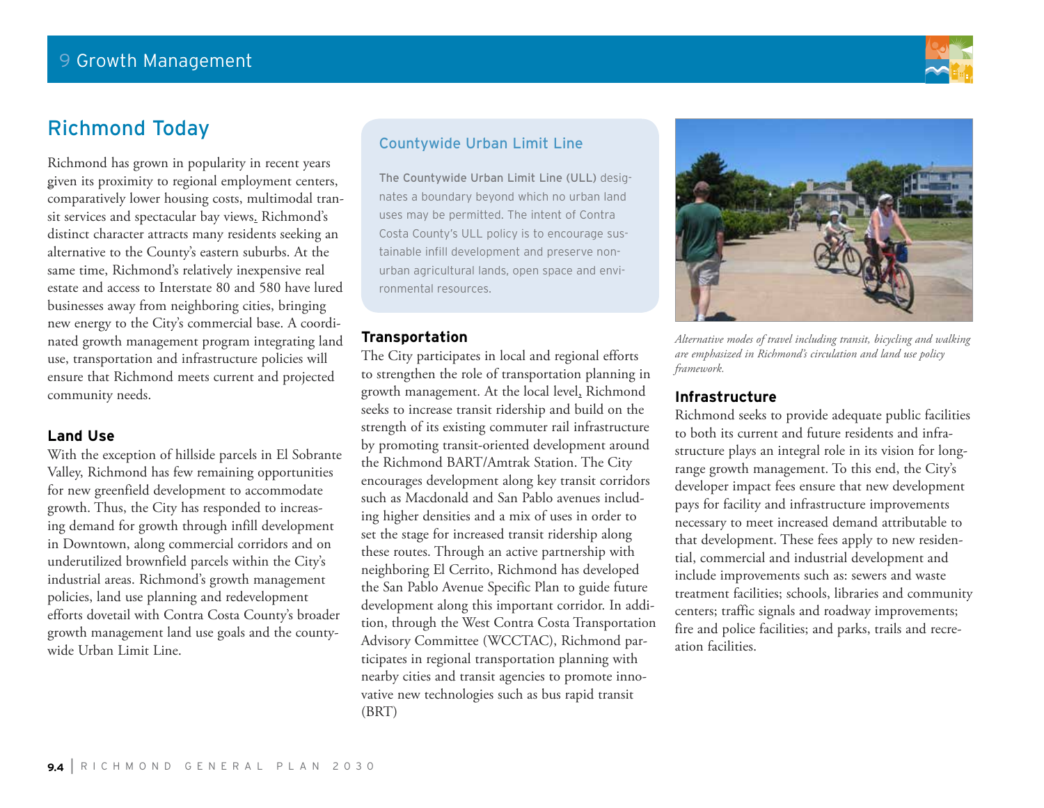## Richmond Today

Richmond has grown in popularity in recent years given its proximity to regional employment centers, comparatively lower housing costs, multimodal transit services and spectacular bay views. Richmond's distinct character attracts many residents seeking an alternative to the County's eastern suburbs. At the same time, Richmond's relatively inexpensive real estate and access to Interstate 80 and 580 have lured businesses away from neighboring cities, bringing new energy to the City's commercial base. A coordinated growth management program integrating land use, transportation and infrastructure policies will ensure that Richmond meets current and projected community needs.

### Land Use

With the exception of hillside parcels in El Sobrante Valley, Richmond has few remaining opportunities for new greenfield development to accommodate growth. Thus, the City has responded to increasing demand for growth through infill development in Downtown, along commercial corridors and on underutilized brownfield parcels within the City's industrial areas. Richmond's growth management policies, land use planning and redevelopment efforts dovetail with Contra Costa County's broader growth management land use goals and the countywide Urban Limit Line.

#### Countywide Urban Limit Line

The Countywide Urban Limit Line (ULL) designates a boundary beyond which no urban land uses may be permitted. The intent of Contra Costa County's ULL policy is to encourage sustainable infill development and preserve non-urban agricultural lands, open space and environmental resources.

### Transportation

The City participates in local and regional efforts to strengthen the role of transportation planning in growth management. At the local level, Richmond seeks to increase transit ridership and build on the strength of its existing commuter rail infrastructure by promoting transit-oriented development around the Richmond BART/Amtrak Station. The City encourages development along key transit corridors such as Macdonald and San Pablo avenues including higher densities and a mix of uses in order to set the stage for increased transit ridership along these routes. Through an active partnership with neighboring El Cerrito, Richmond has developed the San Pablo Avenue Specific Plan to guide future development along this important corridor. In addition, through the West Contra Costa Transportation Advisory Committee (WCCTAC), Richmond participates in regional transportation planning with nearby cities and transit agencies to promote innovative new technologies such as bus rapid transit (BRT)

*Alternative modes of travel including transit, bicycling and walking are emphasized in Richmond's circulation and land use policy framework.*

### Infrastructure

Richmond seeks to provide adequate public facilities to both its current and future residents and infrastructure plays an integral role in its vision for long-range growth management. To this end, the City's developer impact fees ensure that new development pays for facility and infrastructure improvements necessary to meet increased demand attributable to that development. These fees apply to new residential, commercial and industrial development and include improvements such as: sewers and waste treatment facilities; schools, libraries and community centers; traffic signals and roadway improvements; fire and police facilities; and parks, trails and recreation facilities.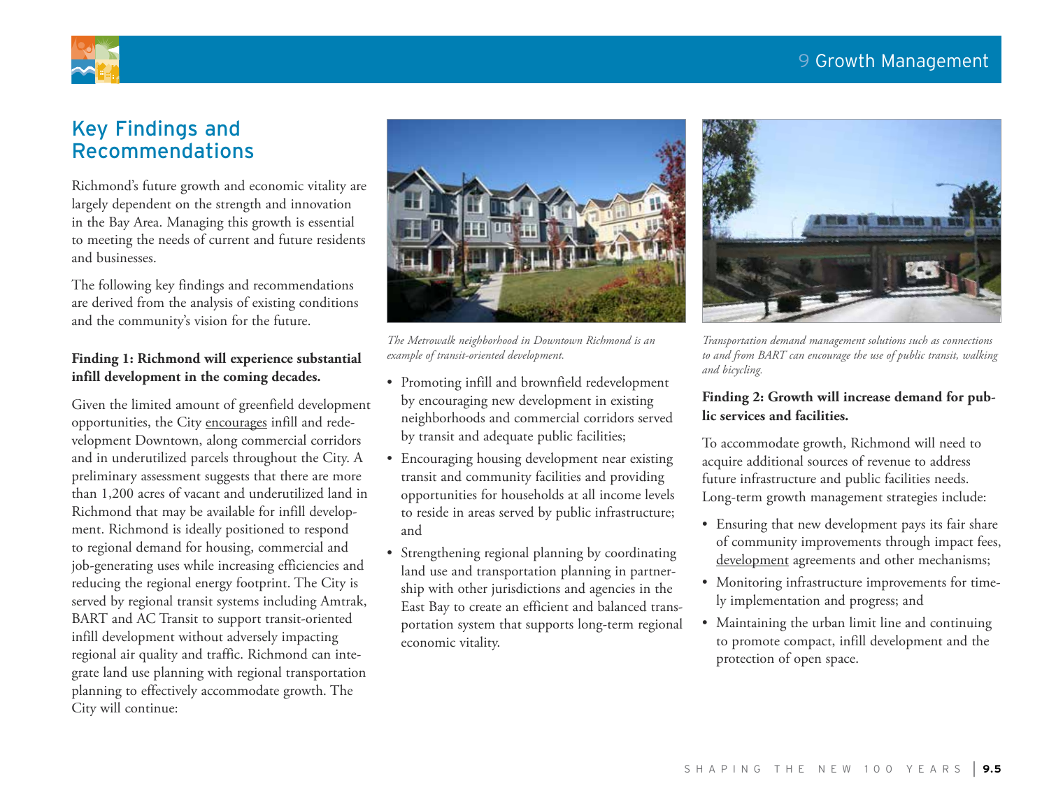## Key Findings and Recommendations

Richmond's future growth and economic vitality are largely dependent on the strength and innovation in the Bay Area. Managing this growth is essential to meeting the needs of current and future residents and businesses.

The following key findings and recommendations are derived from the analysis of existing conditions and the community's vision for the future.

**Finding 1: Richmond will experience substantial infill development in the coming decades.**

Given the limited amount of greenfield development opportunities, the City encourages infill and redevelopment Downtown, along commercial corridors and in underutilized parcels throughout the City. A preliminary assessment suggests that there are more than 1,200 acres of vacant and underutilized land in Richmond that may be available for infill development. Richmond is ideally positioned to respond to regional demand for housing, commercial and job-generating uses while increasing efficiencies and reducing the regional energy footprint. The City is served by regional transit systems including Amtrak, BART and AC Transit to support transit-oriented infill development without adversely impacting regional air quality and traffic. Richmond can integrate land use planning with regional transportation planning to effectively accommodate growth. The City will continue:

*The Metrowalk neighborhood in Downtown Richmond is an example of transit-oriented development.*

- Promoting infill and brownfield redevelopment by encouraging new development in existing neighborhoods and commercial corridors served by transit and adequate public facilities;
- Encouraging housing development near existing transit and community facilities and providing opportunities for households at all income levels to reside in areas served by public infrastructure; and
- Strengthening regional planning by coordinating land use and transportation planning in partnership with other jurisdictions and agencies in the East Bay to create an efficient and balanced transportation system that supports long-term regional economic vitality.

*Transportation demand management solutions such as connections to and from BART can encourage the use of public transit, walking and bicycling.*

**Finding 2: Growth will increase demand for public services and facilities.**

To accommodate growth, Richmond will need to acquire additional sources of revenue to address future infrastructure and public facilities needs. Long-term growth management strategies include:

- Ensuring that new development pays its fair share of community improvements through impact fees, development agreements and other mechanisms;
- Monitoring infrastructure improvements for timely implementation and progress; and
- Maintaining the urban limit line and continuing to promote compact, infill development and the protection of open space.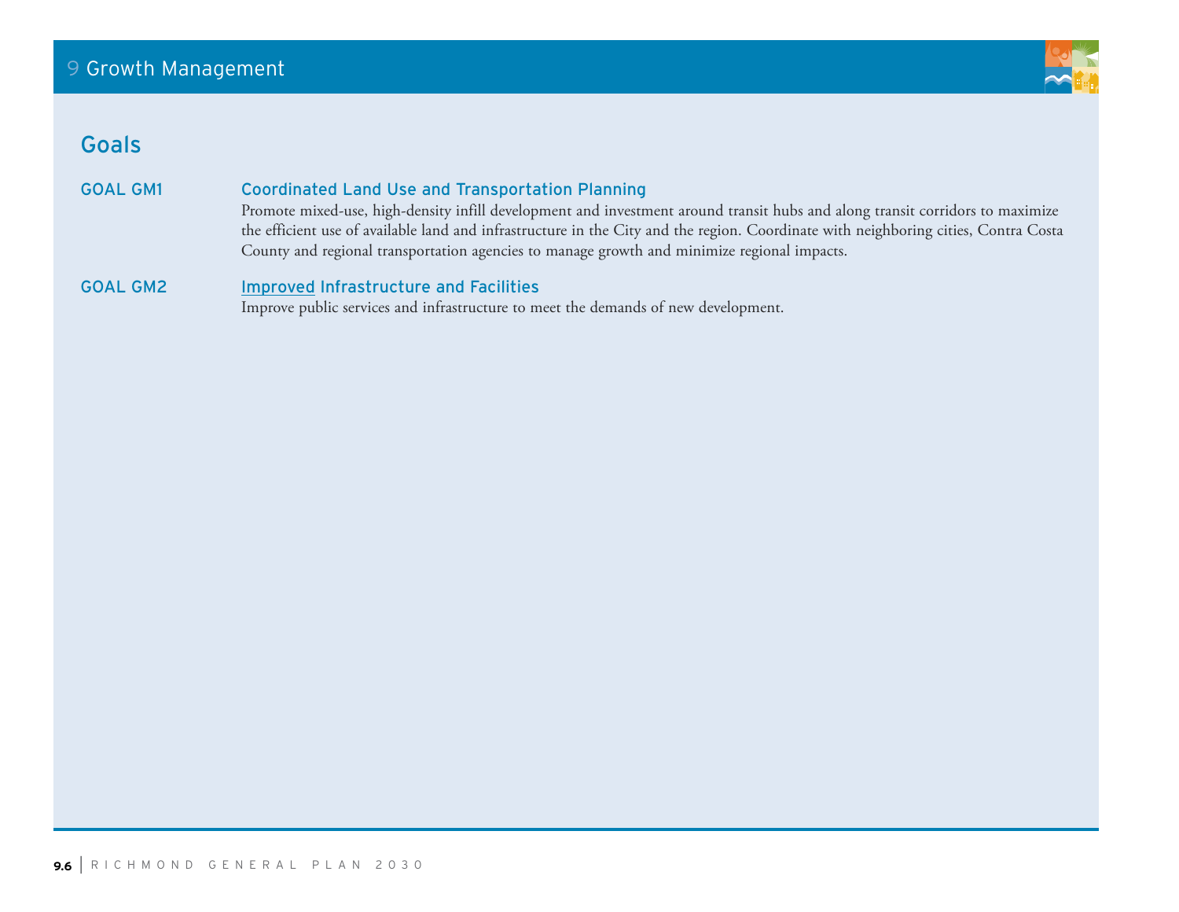## Goals

**GOAL GM1** **Coordinated Land Use and Transportation Planning**

Promote mixed-use, high-density infill development and investment around transit hubs and along transit corridors to maximize the efficient use of available land and infrastructure in the City and the region. Coordinate with neighboring cities, Contra Costa County and regional transportation agencies to manage growth and minimize regional impacts.

**GOAL GM2** **Improved Infrastructure and Facilities**

Improve public services and infrastructure to meet the demands of new development.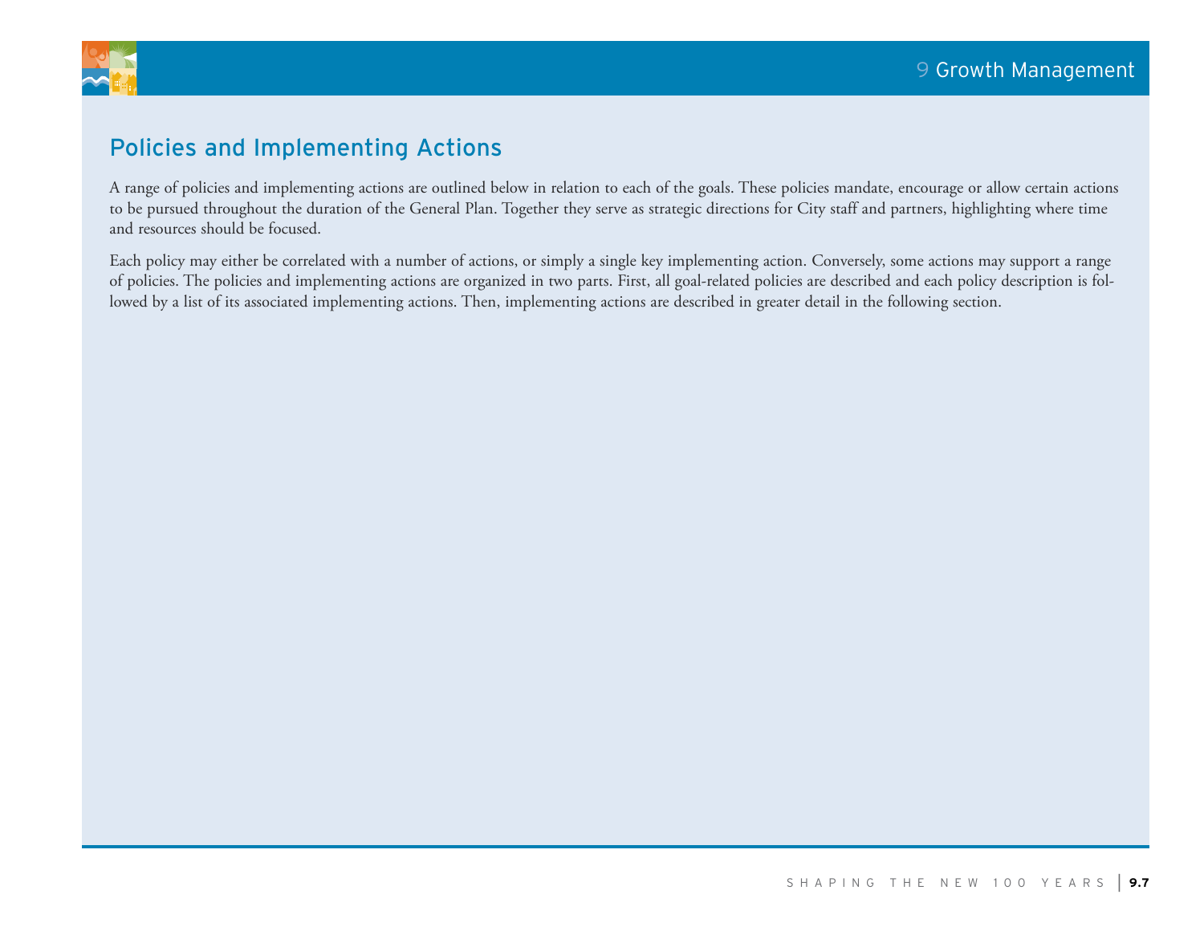## Policies and Implementing Actions

A range of policies and implementing actions are outlined below in relation to each of the goals. These policies mandate, encourage or allow certain actions to be pursued throughout the duration of the General Plan. Together they serve as strategic directions for City staff and partners, highlighting where time and resources should be focused.

Each policy may either be correlated with a number of actions, or simply a single key implementing action. Conversely, some actions may support a range of policies. The policies and implementing actions are organized in two parts. First, all goal-related policies are described and each policy description is followed by a list of its associated implementing actions. Then, implementing actions are described in greater detail in the following section.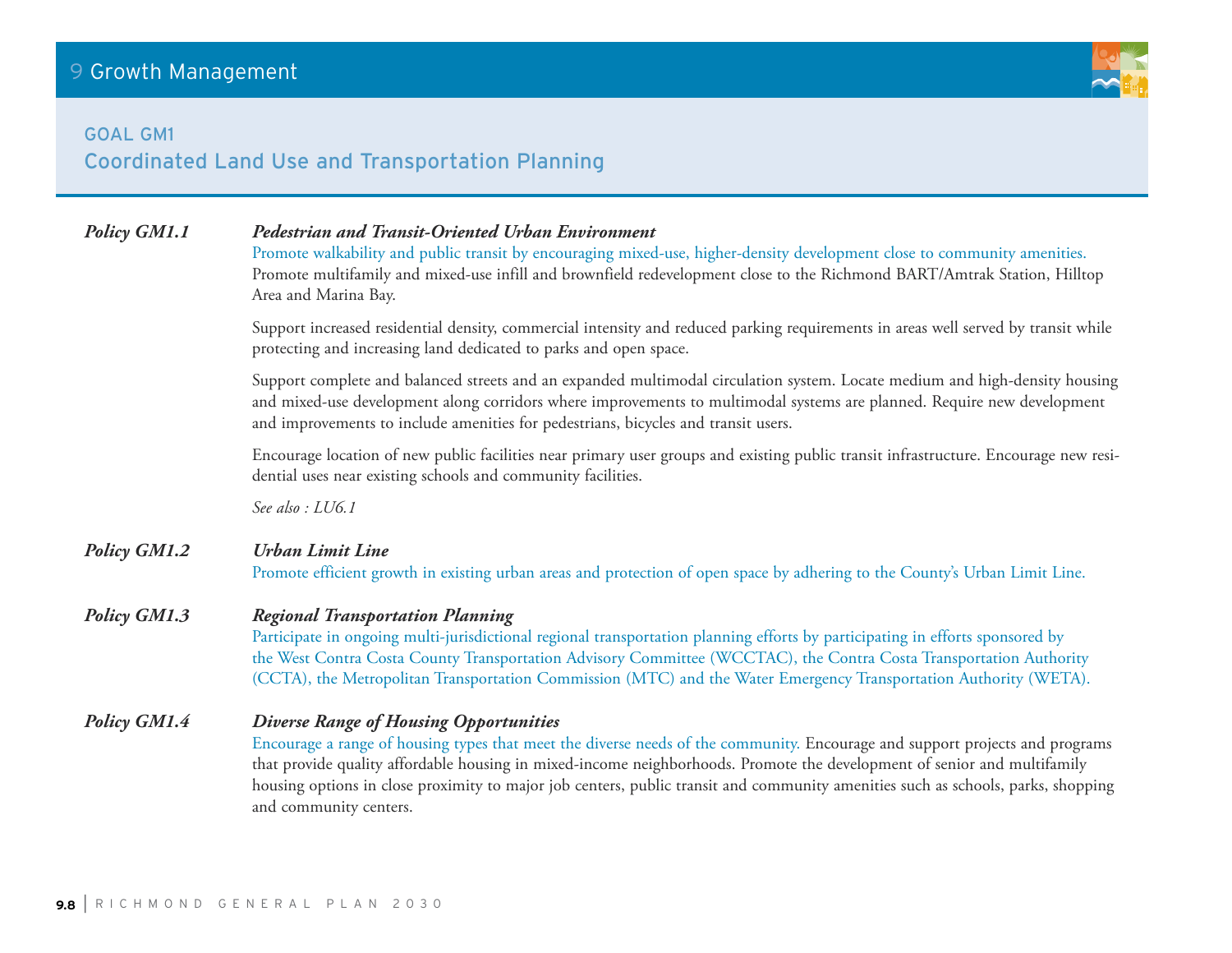## GOAL GM1
## Coordinated Land Use and Transportation Planning

***Policy GM1.1*** ***Pedestrian and Transit-Oriented Urban Environment***

Promote walkability and public transit by encouraging mixed-use, higher-density development close to community amenities. Promote multifamily and mixed-use infill and brownfield redevelopment close to the Richmond BART/Amtrak Station, Hilltop Area and Marina Bay.

Support increased residential density, commercial intensity and reduced parking requirements in areas well served by transit while protecting and increasing land dedicated to parks and open space.

Support complete and balanced streets and an expanded multimodal circulation system. Locate medium and high-density housing and mixed-use development along corridors where improvements to multimodal systems are planned. Require new development and improvements to include amenities for pedestrians, bicycles and transit users.

Encourage location of new public facilities near primary user groups and existing public transit infrastructure. Encourage new residential uses near existing schools and community facilities.

*See also : LU6.1*

***Policy GM1.2*** ***Urban Limit Line***

Promote efficient growth in existing urban areas and protection of open space by adhering to the County's Urban Limit Line.

***Policy GM1.3*** ***Regional Transportation Planning***

Participate in ongoing multi-jurisdictional regional transportation planning efforts by participating in efforts sponsored by the West Contra Costa County Transportation Advisory Committee (WCCTAC), the Contra Costa Transportation Authority (CCTA), the Metropolitan Transportation Commission (MTC) and the Water Emergency Transportation Authority (WETA).

***Policy GM1.4*** ***Diverse Range of Housing Opportunities***

Encourage a range of housing types that meet the diverse needs of the community. Encourage and support projects and programs that provide quality affordable housing in mixed-income neighborhoods. Promote the development of senior and multifamily housing options in close proximity to major job centers, public transit and community amenities such as schools, parks, shopping and community centers.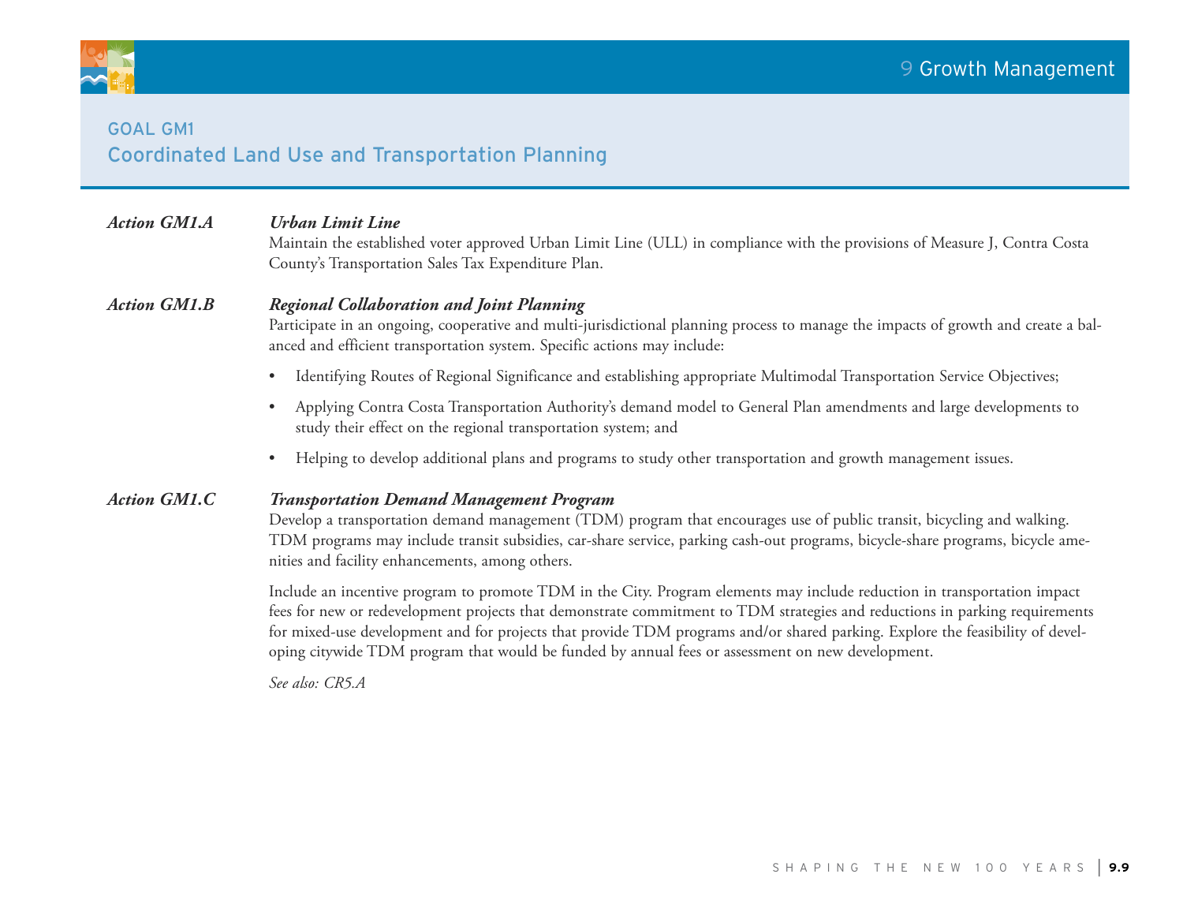## GOAL GM1
## Coordinated Land Use and Transportation Planning

***Action GM1.A*** ***Urban Limit Line***

Maintain the established voter approved Urban Limit Line (ULL) in compliance with the provisions of Measure J, Contra Costa County's Transportation Sales Tax Expenditure Plan.

***Action GM1.B*** ***Regional Collaboration and Joint Planning***

Participate in an ongoing, cooperative and multi-jurisdictional planning process to manage the impacts of growth and create a balanced and efficient transportation system. Specific actions may include:

- Identifying Routes of Regional Significance and establishing appropriate Multimodal Transportation Service Objectives;
- Applying Contra Costa Transportation Authority's demand model to General Plan amendments and large developments to study their effect on the regional transportation system; and
- Helping to develop additional plans and programs to study other transportation and growth management issues.

***Action GM1.C*** ***Transportation Demand Management Program***

Develop a transportation demand management (TDM) program that encourages use of public transit, bicycling and walking. TDM programs may include transit subsidies, car-share service, parking cash-out programs, bicycle-share programs, bicycle amenities and facility enhancements, among others.

Include an incentive program to promote TDM in the City. Program elements may include reduction in transportation impact fees for new or redevelopment projects that demonstrate commitment to TDM strategies and reductions in parking requirements for mixed-use development and for projects that provide TDM programs and/or shared parking. Explore the feasibility of developing citywide TDM program that would be funded by annual fees or assessment on new development.

*See also: CR5.A*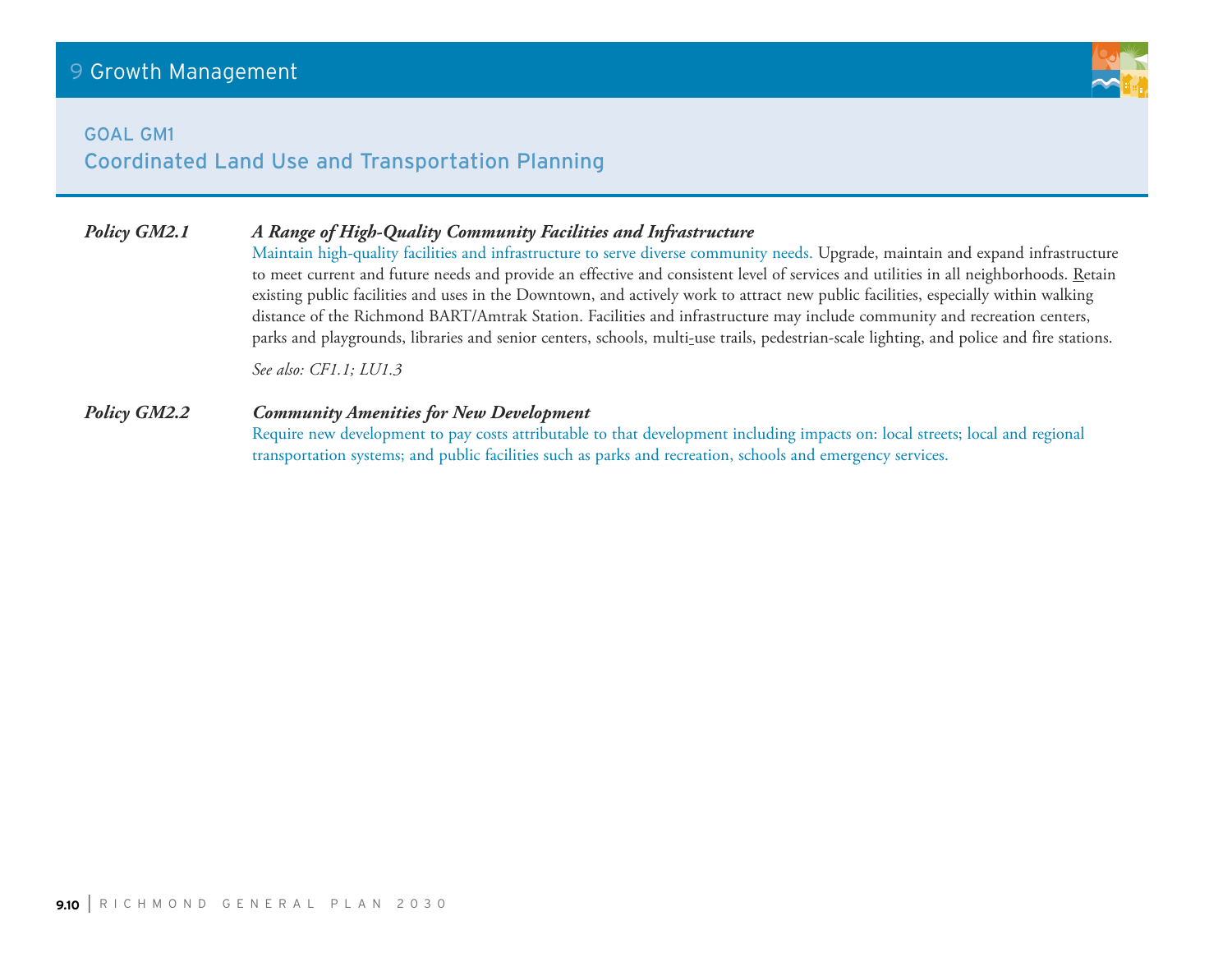## GOAL GM1

## Coordinated Land Use and Transportation Planning

***Policy GM2.1*** ***A Range of High-Quality Community Facilities and Infrastructure***

Maintain high-quality facilities and infrastructure to serve diverse community needs. Upgrade, maintain and expand infrastructure to meet current and future needs and provide an effective and consistent level of services and utilities in all neighborhoods. Retain existing public facilities and uses in the Downtown, and actively work to attract new public facilities, especially within walking distance of the Richmond BART/Amtrak Station. Facilities and infrastructure may include community and recreation centers, parks and playgrounds, libraries and senior centers, schools, multi-use trails, pedestrian-scale lighting, and police and fire stations.

*See also: CF1.1; LU1.3*

***Policy GM2.2*** ***Community Amenities for New Development***

Require new development to pay costs attributable to that development including impacts on: local streets; local and regional transportation systems; and public facilities such as parks and recreation, schools and emergency services.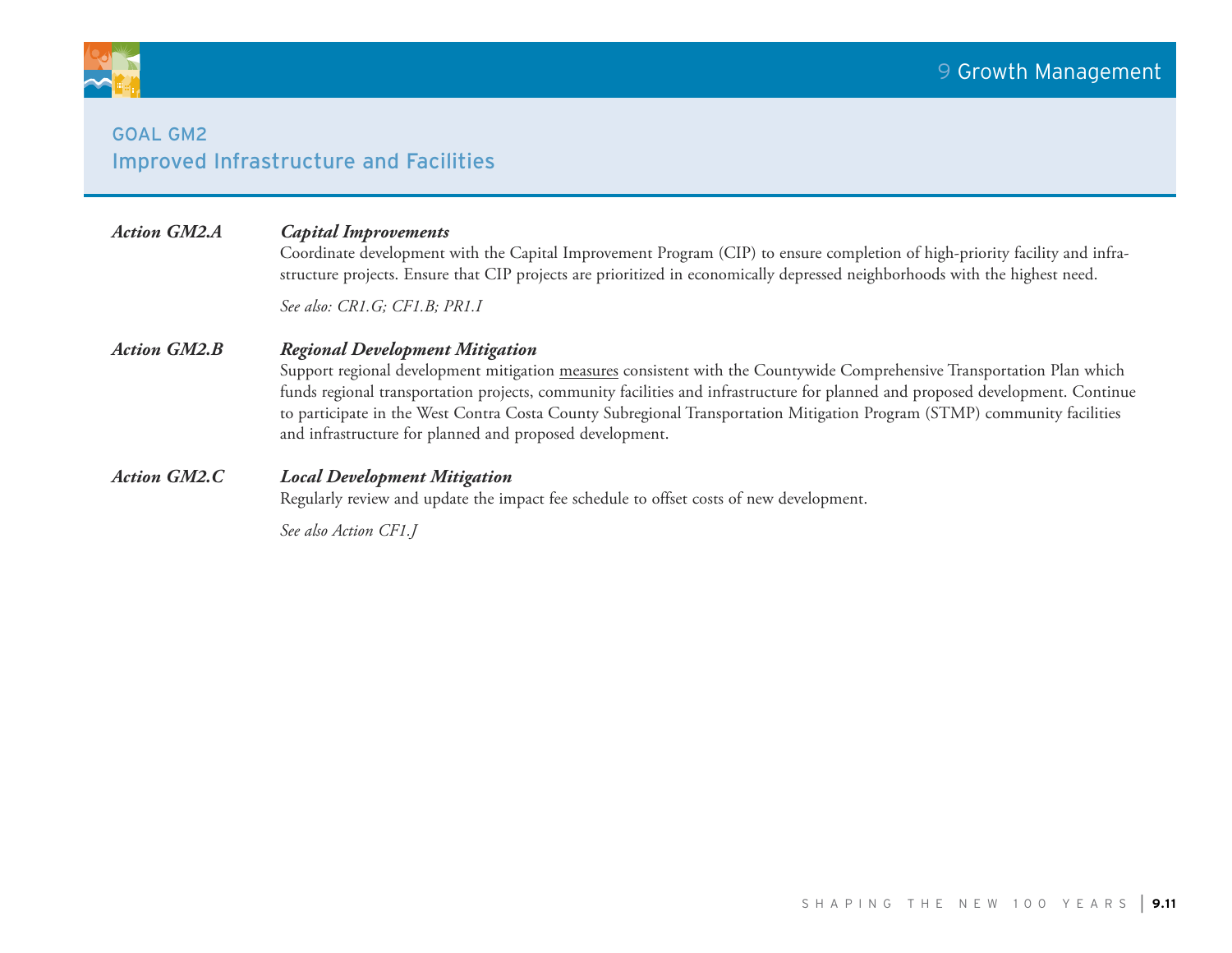## GOAL GM2
## Improved Infrastructure and Facilities

***Action GM2.A*** ***Capital Improvements***

Coordinate development with the Capital Improvement Program (CIP) to ensure completion of high-priority facility and infrastructure projects. Ensure that CIP projects are prioritized in economically depressed neighborhoods with the highest need.

*See also: CR1.G; CF1.B; PR1.I*

***Action GM2.B*** ***Regional Development Mitigation***

Support regional development mitigation measures consistent with the Countywide Comprehensive Transportation Plan which funds regional transportation projects, community facilities and infrastructure for planned and proposed development. Continue to participate in the West Contra Costa County Subregional Transportation Mitigation Program (STMP) community facilities and infrastructure for planned and proposed development.

***Action GM2.C*** ***Local Development Mitigation***

Regularly review and update the impact fee schedule to offset costs of new development.

*See also Action CF1.J*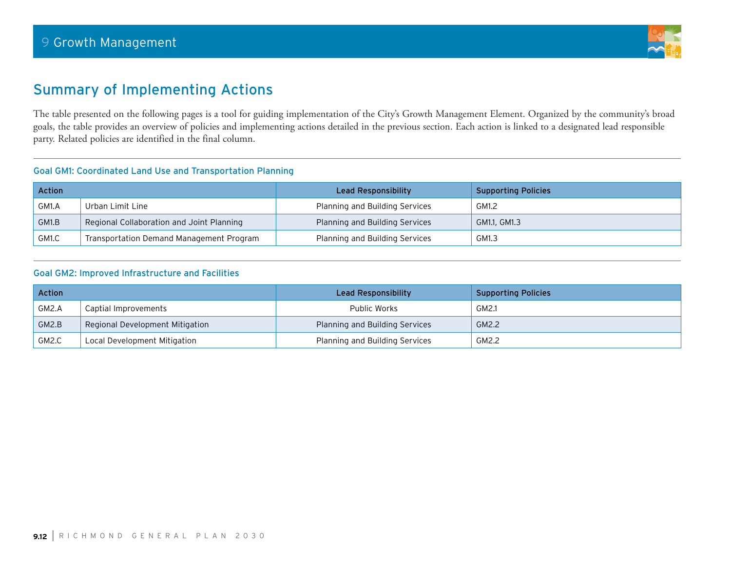## Summary of Implementing Actions

The table presented on the following pages is a tool for guiding implementation of the City's Growth Management Element. Organized by the community's broad goals, the table provides an overview of policies and implementing actions detailed in the previous section. Each action is linked to a designated lead responsible party. Related policies are identified in the final column.

### Goal GM1: Coordinated Land Use and Transportation Planning

| Action | | Lead Responsibility | Supporting Policies |
|---|---|---|---|
| GM1.A | Urban Limit Line | Planning and Building Services | GM1.2 |
| GM1.B | Regional Collaboration and Joint Planning | Planning and Building Services | GM1.1, GM1.3 |
| GM1.C | Transportation Demand Management Program | Planning and Building Services | GM1.3 |

### Goal GM2: Improved Infrastructure and Facilities

| Action | | Lead Responsibility | Supporting Policies |
|---|---|---|---|
| GM2.A | Captial Improvements | Public Works | GM2.1 |
| GM2.B | Regional Development Mitigation | Planning and Building Services | GM2.2 |
| GM2.C | Local Development Mitigation | Planning and Building Services | GM2.2 |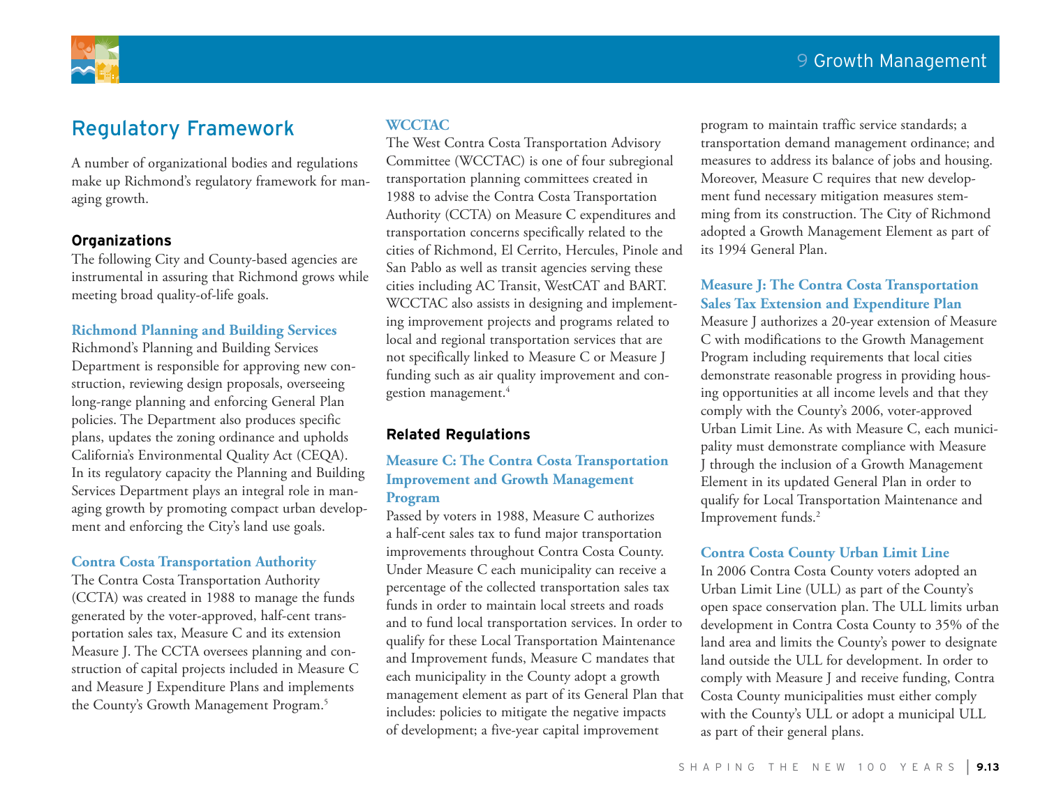## Regulatory Framework

A number of organizational bodies and regulations make up Richmond's regulatory framework for managing growth.

### Organizations

The following City and County-based agencies are instrumental in assuring that Richmond grows while meeting broad quality-of-life goals.

#### Richmond Planning and Building Services

Richmond's Planning and Building Services Department is responsible for approving new construction, reviewing design proposals, overseeing long-range planning and enforcing General Plan policies. The Department also produces specific plans, updates the zoning ordinance and upholds California's Environmental Quality Act (CEQA). In its regulatory capacity the Planning and Building Services Department plays an integral role in managing growth by promoting compact urban development and enforcing the City's land use goals.

#### Contra Costa Transportation Authority

The Contra Costa Transportation Authority (CCTA) was created in 1988 to manage the funds generated by the voter-approved, half-cent transportation sales tax, Measure C and its extension Measure J. The CCTA oversees planning and construction of capital projects included in Measure C and Measure J Expenditure Plans and implements the County's Growth Management Program.[5]

#### WCCTAC

The West Contra Costa Transportation Advisory Committee (WCCTAC) is one of four subregional transportation planning committees created in 1988 to advise the Contra Costa Transportation Authority (CCTA) on Measure C expenditures and transportation concerns specifically related to the cities of Richmond, El Cerrito, Hercules, Pinole and San Pablo as well as transit agencies serving these cities including AC Transit, WestCAT and BART. WCCTAC also assists in designing and implementing improvement projects and programs related to local and regional transportation services that are not specifically linked to Measure C or Measure J funding such as air quality improvement and congestion management.[4]

### Related Regulations

#### Measure C: The Contra Costa Transportation Improvement and Growth Management Program

Passed by voters in 1988, Measure C authorizes a half-cent sales tax to fund major transportation improvements throughout Contra Costa County. Under Measure C each municipality can receive a percentage of the collected transportation sales tax funds in order to maintain local streets and roads and to fund local transportation services. In order to qualify for these Local Transportation Maintenance and Improvement funds, Measure C mandates that each municipality in the County adopt a growth management element as part of its General Plan that includes: policies to mitigate the negative impacts of development; a five-year capital improvement program to maintain traffic service standards; a transportation demand management ordinance; and measures to address its balance of jobs and housing. Moreover, Measure C requires that new development fund necessary mitigation measures stemming from its construction. The City of Richmond adopted a Growth Management Element as part of its 1994 General Plan.

#### Measure J: The Contra Costa Transportation Sales Tax Extension and Expenditure Plan

Measure J authorizes a 20-year extension of Measure C with modifications to the Growth Management Program including requirements that local cities demonstrate reasonable progress in providing housing opportunities at all income levels and that they comply with the County's 2006, voter-approved Urban Limit Line. As with Measure C, each municipality must demonstrate compliance with Measure J through the inclusion of a Growth Management Element in its updated General Plan in order to qualify for Local Transportation Maintenance and Improvement funds.[2]

#### Contra Costa County Urban Limit Line

In 2006 Contra Costa County voters adopted an Urban Limit Line (ULL) as part of the County's open space conservation plan. The ULL limits urban development in Contra Costa County to 35% of the land area and limits the County's power to designate land outside the ULL for development. In order to comply with Measure J and receive funding, Contra Costa County municipalities must either comply with the County's ULL or adopt a municipal ULL as part of their general plans.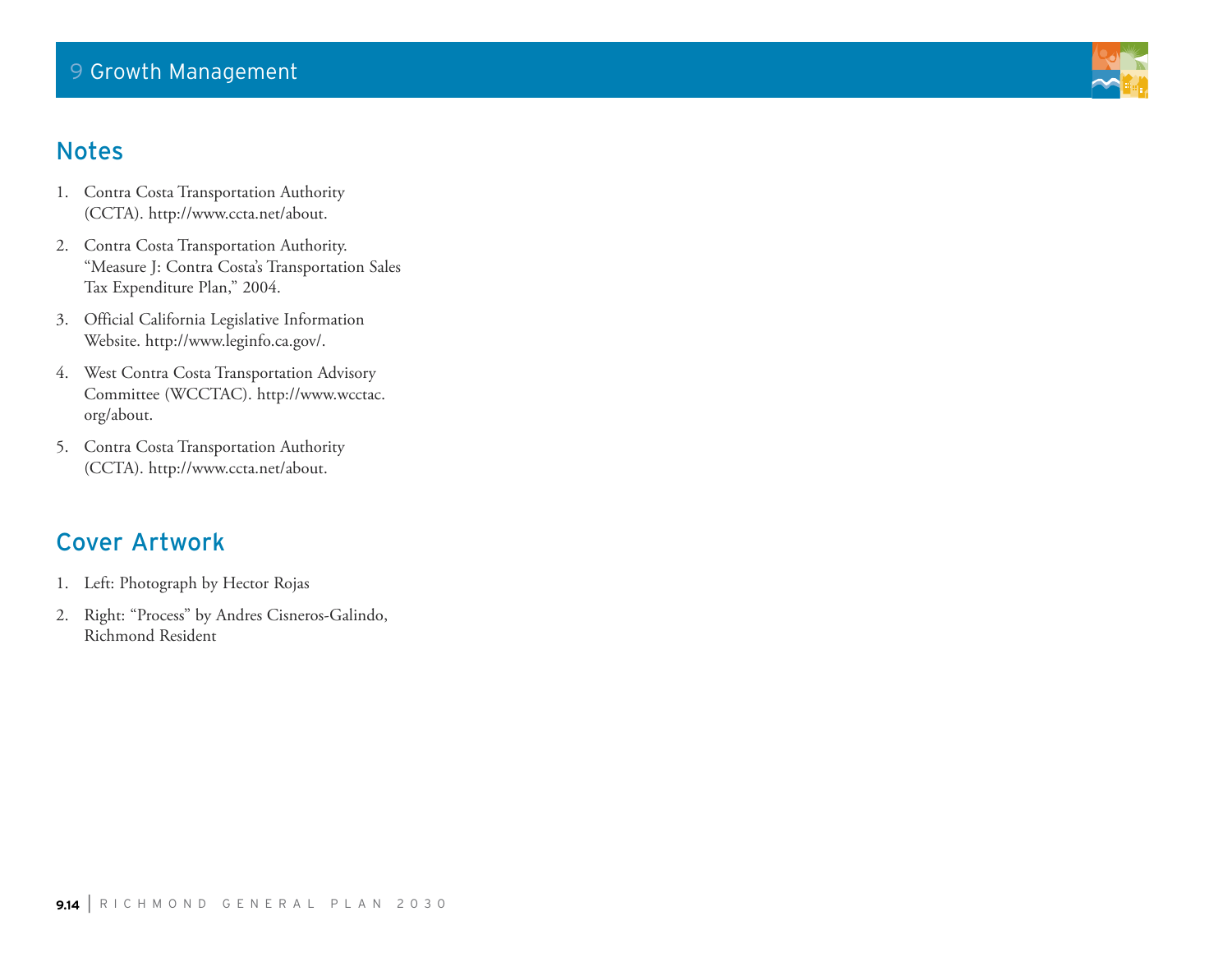## Notes

1. Contra Costa Transportation Authority (CCTA). http://www.ccta.net/about.
2. Contra Costa Transportation Authority. "Measure J: Contra Costa's Transportation Sales Tax Expenditure Plan," 2004.
3. Official California Legislative Information Website. http://www.leginfo.ca.gov/.
4. West Contra Costa Transportation Advisory Committee (WCCTAC). http://www.wcctac.org/about.
5. Contra Costa Transportation Authority (CCTA). http://www.ccta.net/about.

## Cover Artwork

1. Left: Photograph by Hector Rojas
2. Right: "Process" by Andres Cisneros-Galindo, Richmond Resident